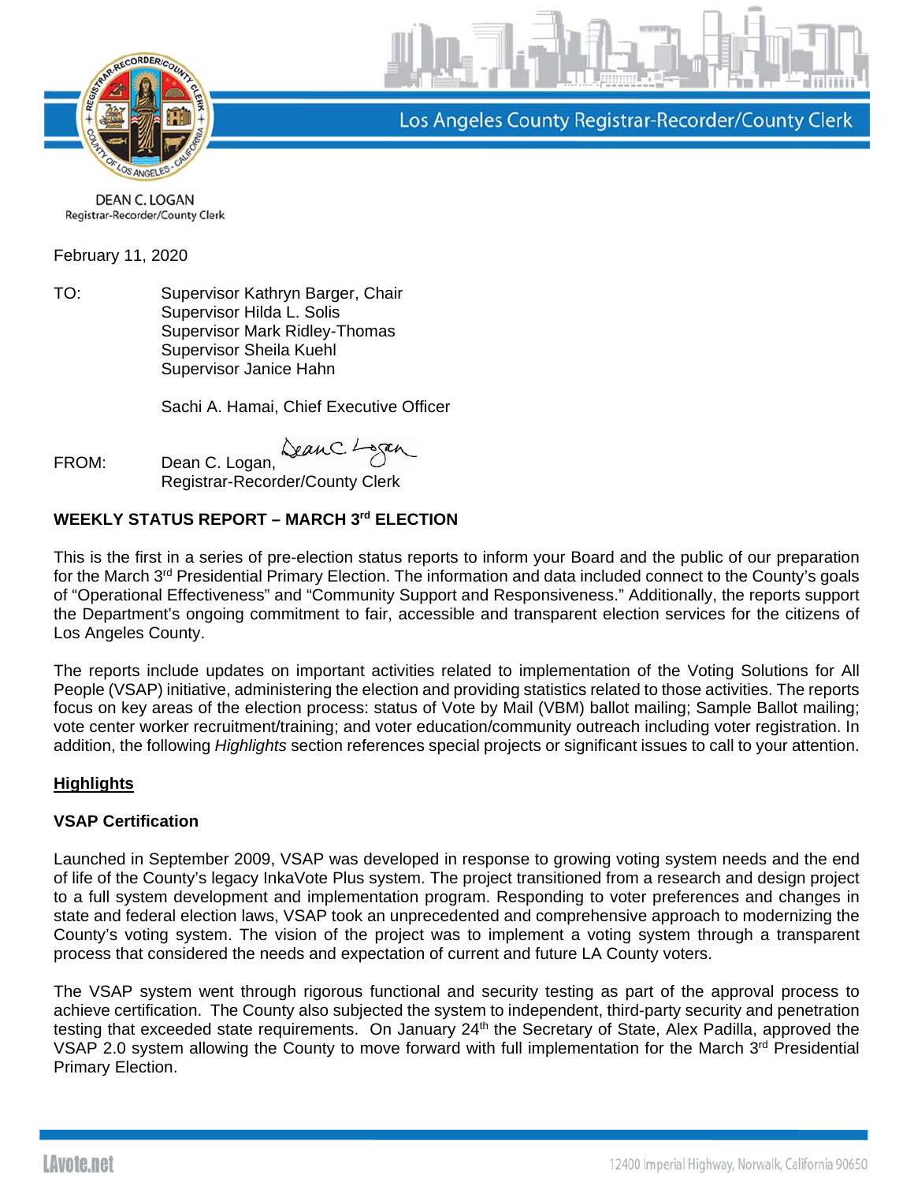Los Angeles County Registrar-Recorder/County Clerk

DEAN C. LOGAN
Registrar-Recorder/County Clerk

February 11, 2020

TO: Supervisor Kathryn Barger, Chair
Supervisor Hilda L. Solis
Supervisor Mark Ridley-Thomas
Supervisor Sheila Kuehl
Supervisor Janice Hahn

Sachi A. Hamai, Chief Executive Officer

FROM: Dean C. Logan,
Registrar-Recorder/County Clerk

## WEEKLY STATUS REPORT – MARCH 3rd ELECTION

This is the first in a series of pre-election status reports to inform your Board and the public of our preparation for the March 3rd Presidential Primary Election. The information and data included connect to the County's goals of "Operational Effectiveness" and "Community Support and Responsiveness." Additionally, the reports support the Department's ongoing commitment to fair, accessible and transparent election services for the citizens of Los Angeles County.

The reports include updates on important activities related to implementation of the Voting Solutions for All People (VSAP) initiative, administering the election and providing statistics related to those activities. The reports focus on key areas of the election process: status of Vote by Mail (VBM) ballot mailing; Sample Ballot mailing; vote center worker recruitment/training; and voter education/community outreach including voter registration. In addition, the following *Highlights* section references special projects or significant issues to call to your attention.

### Highlights

### VSAP Certification

Launched in September 2009, VSAP was developed in response to growing voting system needs and the end of life of the County's legacy InkaVote Plus system. The project transitioned from a research and design project to a full system development and implementation program. Responding to voter preferences and changes in state and federal election laws, VSAP took an unprecedented and comprehensive approach to modernizing the County's voting system. The vision of the project was to implement a voting system through a transparent process that considered the needs and expectation of current and future LA County voters.

The VSAP system went through rigorous functional and security testing as part of the approval process to achieve certification. The County also subjected the system to independent, third-party security and penetration testing that exceeded state requirements. On January 24th the Secretary of State, Alex Padilla, approved the VSAP 2.0 system allowing the County to move forward with full implementation for the March 3rd Presidential Primary Election.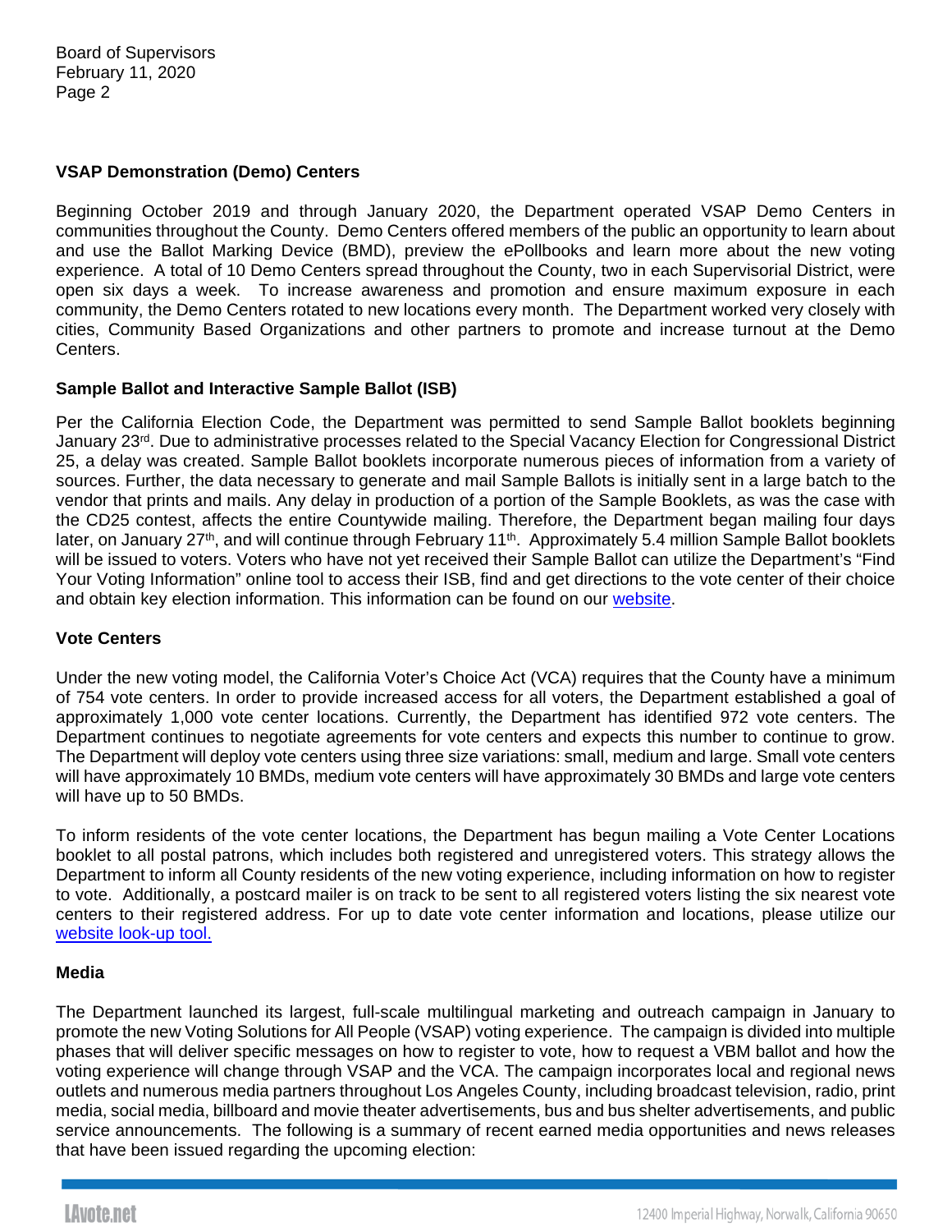### VSAP Demonstration (Demo) Centers

Beginning October 2019 and through January 2020, the Department operated VSAP Demo Centers in communities throughout the County. Demo Centers offered members of the public an opportunity to learn about and use the Ballot Marking Device (BMD), preview the ePollbooks and learn more about the new voting experience. A total of 10 Demo Centers spread throughout the County, two in each Supervisorial District, were open six days a week. To increase awareness and promotion and ensure maximum exposure in each community, the Demo Centers rotated to new locations every month. The Department worked very closely with cities, Community Based Organizations and other partners to promote and increase turnout at the Demo Centers.

### Sample Ballot and Interactive Sample Ballot (ISB)

Per the California Election Code, the Department was permitted to send Sample Ballot booklets beginning January 23rd. Due to administrative processes related to the Special Vacancy Election for Congressional District 25, a delay was created. Sample Ballot booklets incorporate numerous pieces of information from a variety of sources. Further, the data necessary to generate and mail Sample Ballots is initially sent in a large batch to the vendor that prints and mails. Any delay in production of a portion of the Sample Booklets, as was the case with the CD25 contest, affects the entire Countywide mailing. Therefore, the Department began mailing four days later, on January 27th, and will continue through February 11th. Approximately 5.4 million Sample Ballot booklets will be issued to voters. Voters who have not yet received their Sample Ballot can utilize the Department's "Find Your Voting Information" online tool to access their ISB, find and get directions to the vote center of their choice and obtain key election information. This information can be found on our website.

### Vote Centers

Under the new voting model, the California Voter's Choice Act (VCA) requires that the County have a minimum of 754 vote centers. In order to provide increased access for all voters, the Department established a goal of approximately 1,000 vote center locations. Currently, the Department has identified 972 vote centers. The Department continues to negotiate agreements for vote centers and expects this number to continue to grow. The Department will deploy vote centers using three size variations: small, medium and large. Small vote centers will have approximately 10 BMDs, medium vote centers will have approximately 30 BMDs and large vote centers will have up to 50 BMDs.

To inform residents of the vote center locations, the Department has begun mailing a Vote Center Locations booklet to all postal patrons, which includes both registered and unregistered voters. This strategy allows the Department to inform all County residents of the new voting experience, including information on how to register to vote. Additionally, a postcard mailer is on track to be sent to all registered voters listing the six nearest vote centers to their registered address. For up to date vote center information and locations, please utilize our website look-up tool.

### Media

The Department launched its largest, full-scale multilingual marketing and outreach campaign in January to promote the new Voting Solutions for All People (VSAP) voting experience. The campaign is divided into multiple phases that will deliver specific messages on how to register to vote, how to request a VBM ballot and how the voting experience will change through VSAP and the VCA. The campaign incorporates local and regional news outlets and numerous media partners throughout Los Angeles County, including broadcast television, radio, print media, social media, billboard and movie theater advertisements, bus and bus shelter advertisements, and public service announcements. The following is a summary of recent earned media opportunities and news releases that have been issued regarding the upcoming election: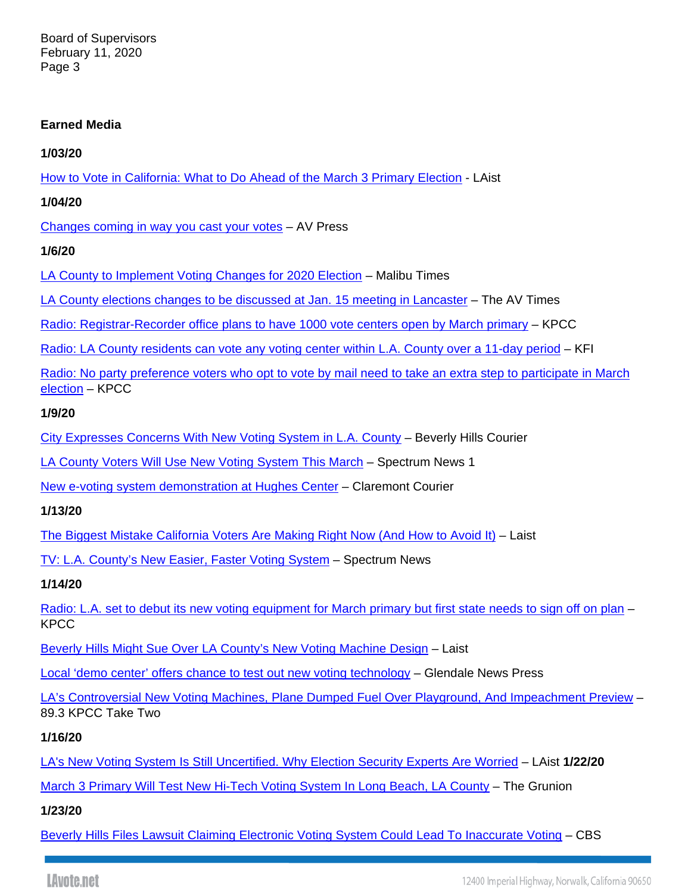**Earned Media**

**1/03/20**

How to Vote in California: What to Do Ahead of the March 3 Primary Election - LAist

**1/04/20**

Changes coming in way you cast your votes – AV Press

**1/6/20**

LA County to Implement Voting Changes for 2020 Election – Malibu Times

LA County elections changes to be discussed at Jan. 15 meeting in Lancaster – The AV Times

Radio: Registrar-Recorder office plans to have 1000 vote centers open by March primary – KPCC

Radio: LA County residents can vote any voting center within L.A. County over a 11-day period – KFI

Radio: No party preference voters who opt to vote by mail need to take an extra step to participate in March election – KPCC

**1/9/20**

City Expresses Concerns With New Voting System in L.A. County – Beverly Hills Courier

LA County Voters Will Use New Voting System This March – Spectrum News 1

New e-voting system demonstration at Hughes Center – Claremont Courier

**1/13/20**

The Biggest Mistake California Voters Are Making Right Now (And How to Avoid It) – Laist

TV: L.A. County's New Easier, Faster Voting System – Spectrum News

**1/14/20**

Radio: L.A. set to debut its new voting equipment for March primary but first state needs to sign off on plan – KPCC

Beverly Hills Might Sue Over LA County's New Voting Machine Design – Laist

Local 'demo center' offers chance to test out new voting technology – Glendale News Press

LA's Controversial New Voting Machines, Plane Dumped Fuel Over Playground, And Impeachment Preview – 89.3 KPCC Take Two

**1/16/20**

LA's New Voting System Is Still Uncertified. Why Election Security Experts Are Worried – LAist **1/22/20**

March 3 Primary Will Test New Hi-Tech Voting System In Long Beach, LA County – The Grunion

**1/23/20**

Beverly Hills Files Lawsuit Claiming Electronic Voting System Could Lead To Inaccurate Voting – CBS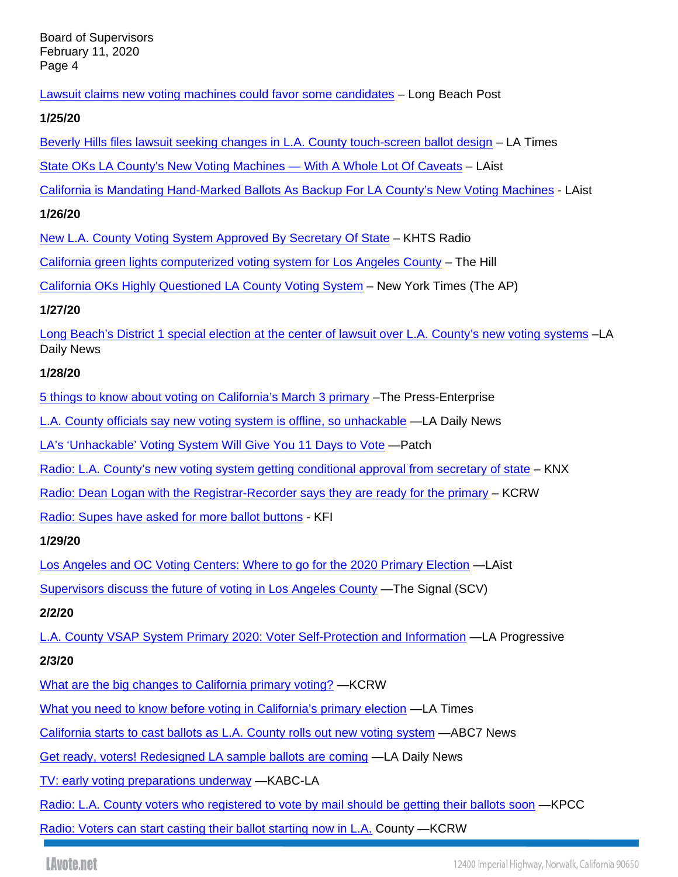Lawsuit claims new voting machines could favor some candidates – Long Beach Post

**1/25/20**

Beverly Hills files lawsuit seeking changes in L.A. County touch-screen ballot design – LA Times

State OKs LA County's New Voting Machines — With A Whole Lot Of Caveats – LAist

California is Mandating Hand-Marked Ballots As Backup For LA County's New Voting Machines - LAist

**1/26/20**

New L.A. County Voting System Approved By Secretary Of State – KHTS Radio

California green lights computerized voting system for Los Angeles County – The Hill

California OKs Highly Questioned LA County Voting System – New York Times (The AP)

**1/27/20**

Long Beach's District 1 special election at the center of lawsuit over L.A. County's new voting systems –LA Daily News

**1/28/20**

5 things to know about voting on California's March 3 primary –The Press-Enterprise

L.A. County officials say new voting system is offline, so unhackable —LA Daily News

LA's 'Unhackable' Voting System Will Give You 11 Days to Vote —Patch

Radio: L.A. County's new voting system getting conditional approval from secretary of state – KNX

Radio: Dean Logan with the Registrar-Recorder says they are ready for the primary – KCRW

Radio: Supes have asked for more ballot buttons - KFI

**1/29/20**

Los Angeles and OC Voting Centers: Where to go for the 2020 Primary Election —LAist

Supervisors discuss the future of voting in Los Angeles County —The Signal (SCV)

**2/2/20**

L.A. County VSAP System Primary 2020: Voter Self-Protection and Information —LA Progressive

**2/3/20**

What are the big changes to California primary voting? —KCRW

What you need to know before voting in California's primary election —LA Times

California starts to cast ballots as L.A. County rolls out new voting system —ABC7 News

Get ready, voters! Redesigned LA sample ballots are coming —LA Daily News

TV: early voting preparations underway —KABC-LA

Radio: L.A. County voters who registered to vote by mail should be getting their ballots soon —KPCC

Radio: Voters can start casting their ballot starting now in L.A. County —KCRW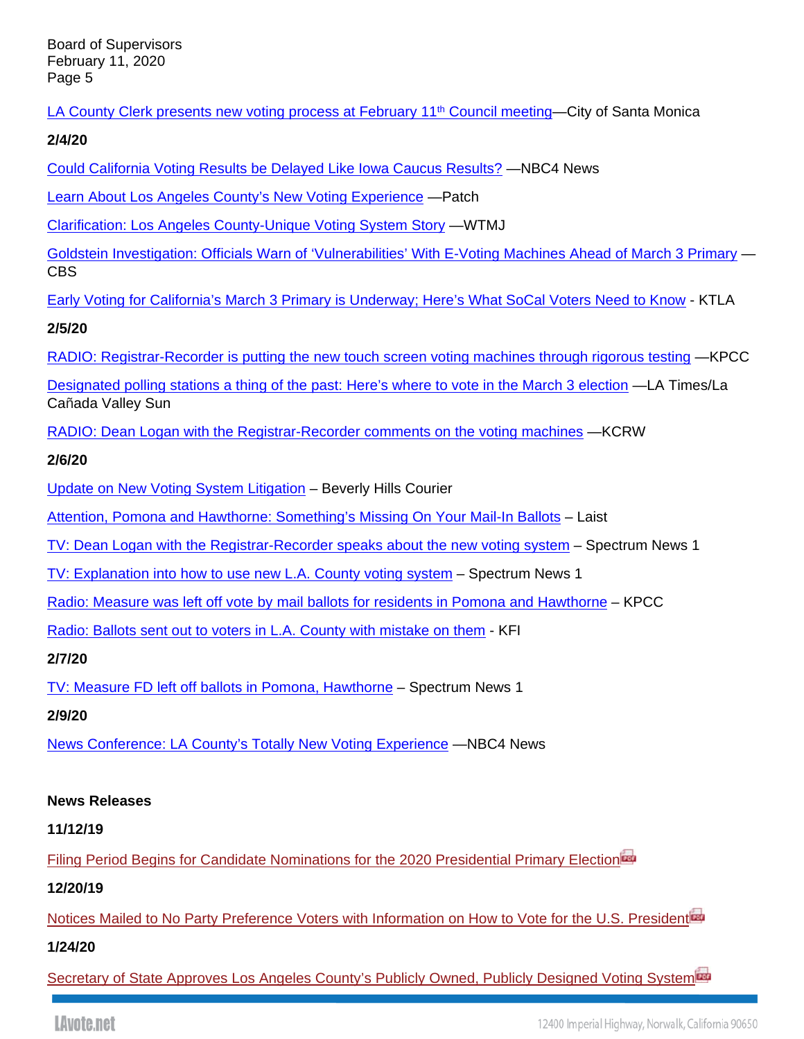LA County Clerk presents new voting process at February 11th Council meeting—City of Santa Monica

**2/4/20**

Could California Voting Results be Delayed Like Iowa Caucus Results? —NBC4 News

Learn About Los Angeles County's New Voting Experience —Patch

Clarification: Los Angeles County-Unique Voting System Story —WTMJ

Goldstein Investigation: Officials Warn of 'Vulnerabilities' With E-Voting Machines Ahead of March 3 Primary —CBS

Early Voting for California's March 3 Primary is Underway; Here's What SoCal Voters Need to Know - KTLA

**2/5/20**

RADIO: Registrar-Recorder is putting the new touch screen voting machines through rigorous testing —KPCC

Designated polling stations a thing of the past: Here's where to vote in the March 3 election —LA Times/La Cañada Valley Sun

RADIO: Dean Logan with the Registrar-Recorder comments on the voting machines —KCRW

**2/6/20**

Update on New Voting System Litigation – Beverly Hills Courier

Attention, Pomona and Hawthorne: Something's Missing On Your Mail-In Ballots – Laist

TV: Dean Logan with the Registrar-Recorder speaks about the new voting system – Spectrum News 1

TV: Explanation into how to use new L.A. County voting system – Spectrum News 1

Radio: Measure was left off vote by mail ballots for residents in Pomona and Hawthorne – KPCC

Radio: Ballots sent out to voters in L.A. County with mistake on them - KFI

**2/7/20**

TV: Measure FD left off ballots in Pomona, Hawthorne – Spectrum News 1

**2/9/20**

News Conference: LA County's Totally New Voting Experience —NBC4 News

**News Releases**

**11/12/19**

Filing Period Begins for Candidate Nominations for the 2020 Presidential Primary Election

**12/20/19**

Notices Mailed to No Party Preference Voters with Information on How to Vote for the U.S. President

**1/24/20**

Secretary of State Approves Los Angeles County's Publicly Owned, Publicly Designed Voting System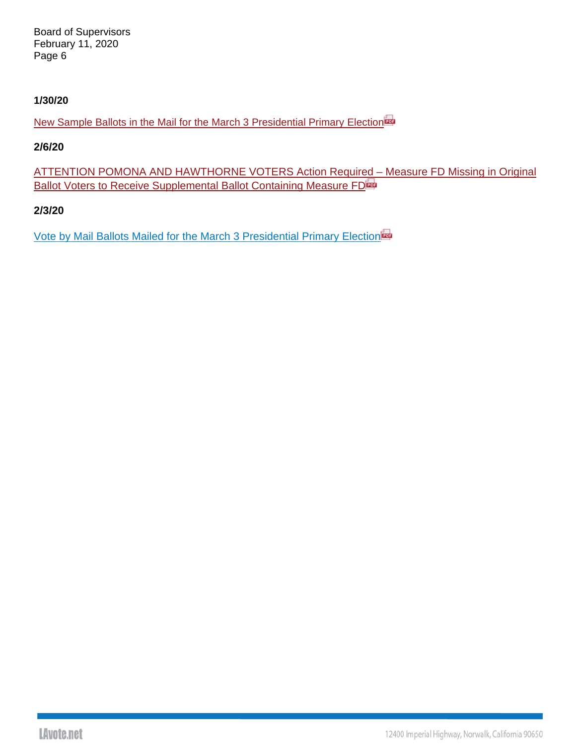**1/30/20**

New Sample Ballots in the Mail for the March 3 Presidential Primary Election

**2/6/20**

ATTENTION POMONA AND HAWTHORNE VOTERS Action Required – Measure FD Missing in Original Ballot Voters to Receive Supplemental Ballot Containing Measure FD

**2/3/20**

Vote by Mail Ballots Mailed for the March 3 Presidential Primary Election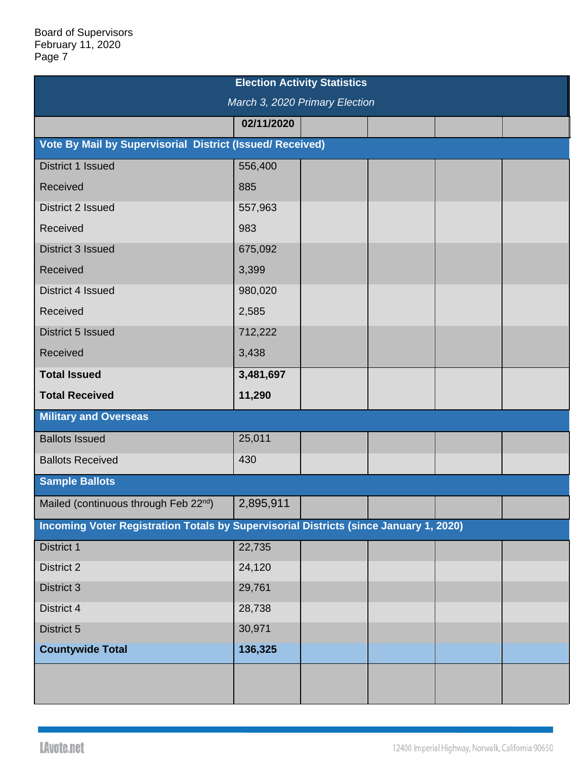| Election Activity Statistics<br>*March 3, 2020 Primary Election* | | | | | |
|---|---|---|---|---|---|
| | **02/11/2020** | | | | |
| **Vote By Mail by Supervisorial District (Issued/ Received)** | | | | | |
| District 1 Issued | 556,400 | | | | |
| Received | 885 | | | | |
| District 2 Issued | 557,963 | | | | |
| Received | 983 | | | | |
| District 3 Issued | 675,092 | | | | |
| Received | 3,399 | | | | |
| District 4 Issued | 980,020 | | | | |
| Received | 2,585 | | | | |
| District 5 Issued | 712,222 | | | | |
| Received | 3,438 | | | | |
| **Total Issued** | **3,481,697** | | | | |
| **Total Received** | **11,290** | | | | |
| **Military and Overseas** | | | | | |
| Ballots Issued | 25,011 | | | | |
| Ballots Received | 430 | | | | |
| **Sample Ballots** | | | | | |
| Mailed (continuous through Feb 22nd) | 2,895,911 | | | | |
| **Incoming Voter Registration Totals by Supervisorial Districts (since January 1, 2020)** | | | | | |
| District 1 | 22,735 | | | | |
| District 2 | 24,120 | | | | |
| District 3 | 29,761 | | | | |
| District 4 | 28,738 | | | | |
| District 5 | 30,971 | | | | |
| **Countywide Total** | **136,325** | | | | |
| | | | | | |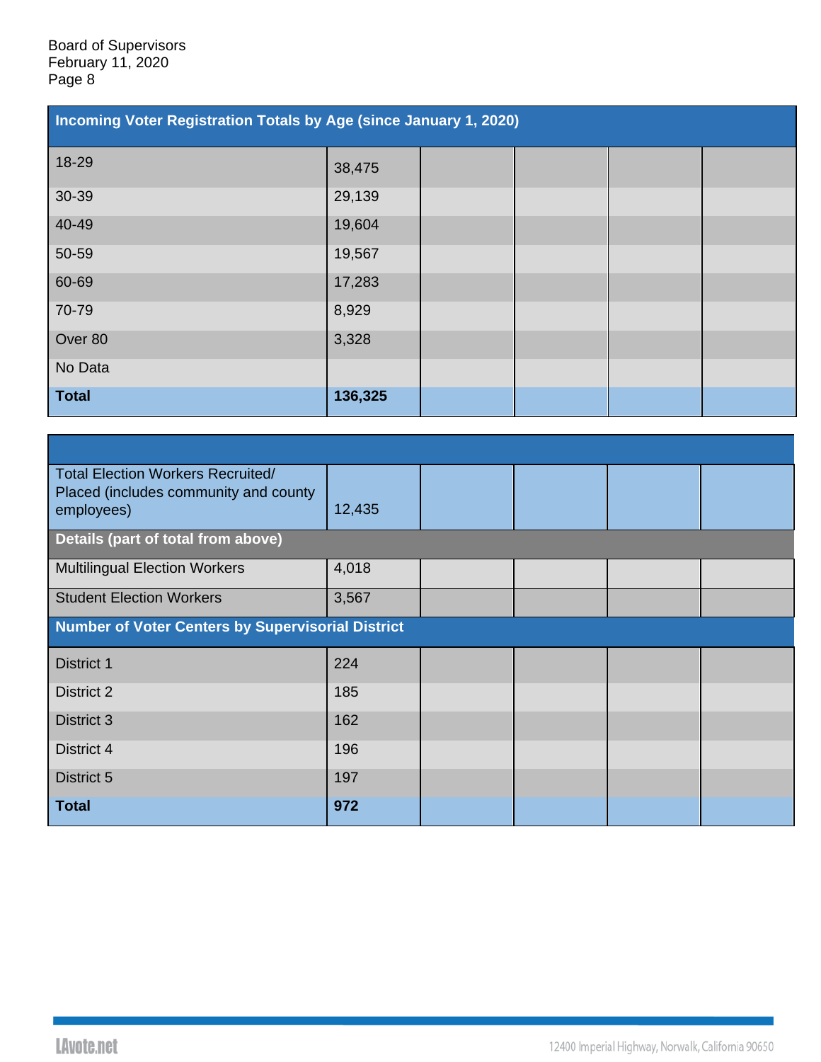| Incoming Voter Registration Totals by Age (since January 1, 2020) | | | | | |
|---|---|---|---|---|---|
| 18-29 | 38,475 | | | | |
| 30-39 | 29,139 | | | | |
| 40-49 | 19,604 | | | | |
| 50-59 | 19,567 | | | | |
| 60-69 | 17,283 | | | | |
| 70-79 | 8,929 | | | | |
| Over 80 | 3,328 | | | | |
| No Data | | | | | |
| **Total** | **136,325** | | | | |

| | | | | | |
|---|---|---|---|---|---|
| Total Election Workers Recruited/ Placed (includes community and county employees) | 12,435 | | | | |
| **Details (part of total from above)** | | | | | |
| Multilingual Election Workers | 4,018 | | | | |
| Student Election Workers | 3,567 | | | | |
| **Number of Voter Centers by Supervisorial District** | | | | | |
| District 1 | 224 | | | | |
| District 2 | 185 | | | | |
| District 3 | 162 | | | | |
| District 4 | 196 | | | | |
| District 5 | 197 | | | | |
| **Total** | **972** | | | | |